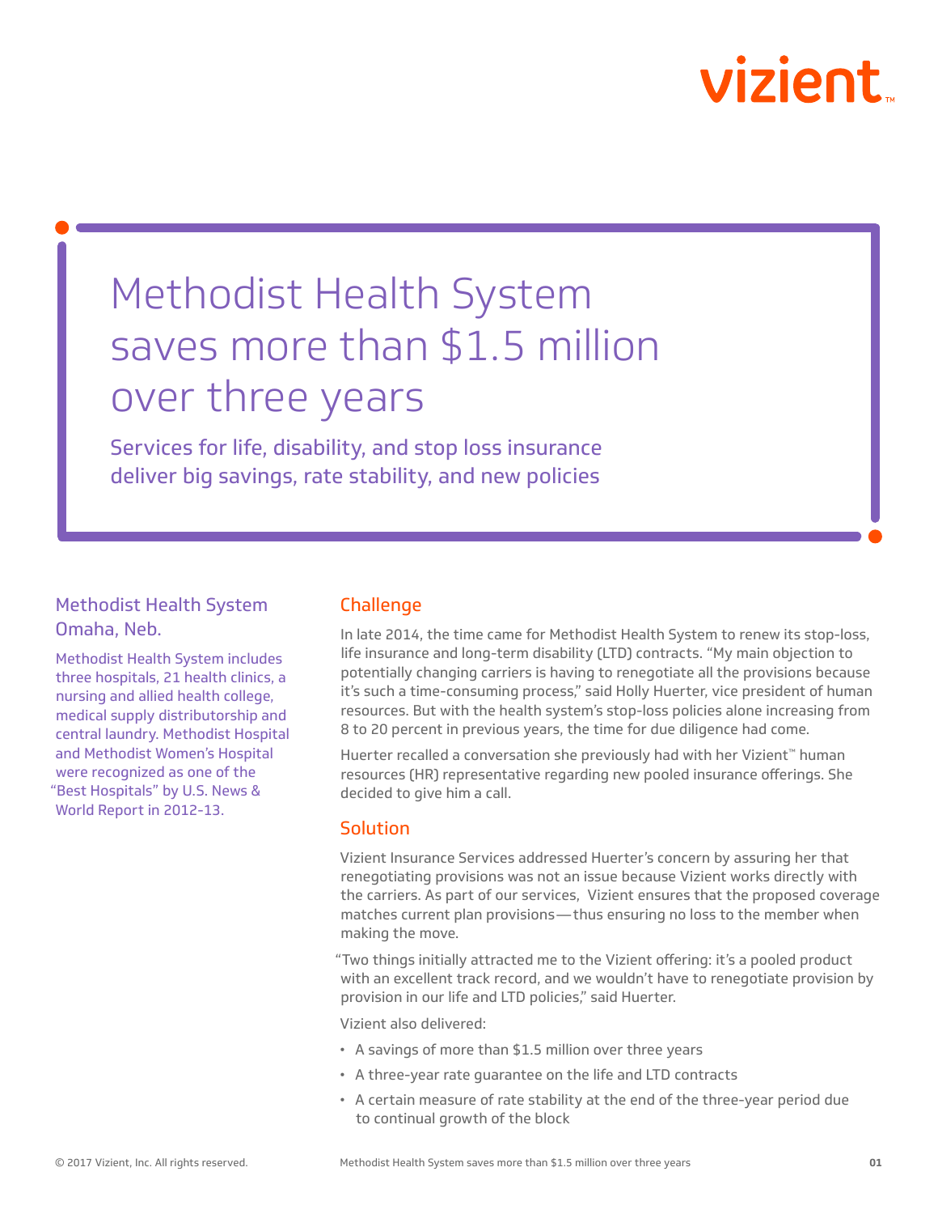# Methodist Health System saves more than $1.5 million over three years

### Services for life, disability, and stop loss insurance deliver big savings, rate stability, and new policies

### Methodist Health System Omaha, Neb.

Methodist Health System includes three hospitals, 21 health clinics, a nursing and allied health college, medical supply distributorship and central laundry. Methodist Hospital and Methodist Women's Hospital were recognized as one of the "Best Hospitals" by U.S. News & World Report in 2012-13.

## Challenge

In late 2014, the time came for Methodist Health System to renew its stop-loss, life insurance and long-term disability (LTD) contracts. "My main objection to potentially changing carriers is having to renegotiate all the provisions because it's such a time-consuming process," said Holly Huerter, vice president of human resources. But with the health system's stop-loss policies alone increasing from 8 to 20 percent in previous years, the time for due diligence had come.

Huerter recalled a conversation she previously had with her Vizient™ human resources (HR) representative regarding new pooled insurance offerings. She decided to give him a call.

## Solution

Vizient Insurance Services addressed Huerter's concern by assuring her that renegotiating provisions was not an issue because Vizient works directly with the carriers. As part of our services, Vizient ensures that the proposed coverage matches current plan provisions—thus ensuring no loss to the member when making the move.

"Two things initially attracted me to the Vizient offering: it's a pooled product with an excellent track record, and we wouldn't have to renegotiate provision by provision in our life and LTD policies," said Huerter.

Vizient also delivered:

- A savings of more than $1.5 million over three years
- A three-year rate guarantee on the life and LTD contracts
- A certain measure of rate stability at the end of the three-year period due to continual growth of the block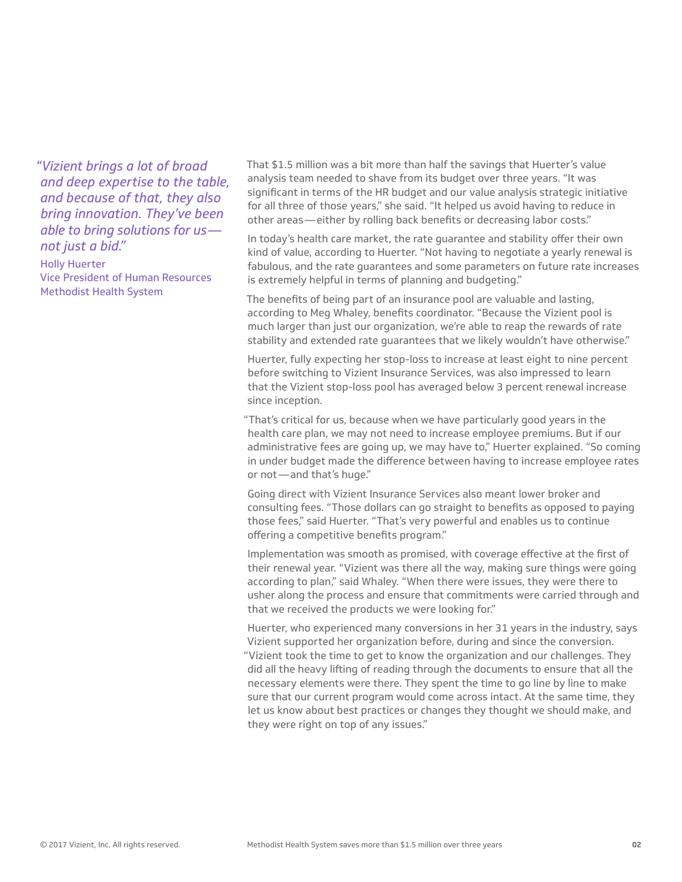> *"Vizient brings a lot of broad and deep expertise to the table, and because of that, they also bring innovation. They've been able to bring solutions for us—not just a bid."*
>
> Holly Huerter
> Vice President of Human Resources
> Methodist Health System

That $1.5 million was a bit more than half the savings that Huerter's value analysis team needed to shave from its budget over three years. "It was significant in terms of the HR budget and our value analysis strategic initiative for all three of those years," she said. "It helped us avoid having to reduce in other areas—either by rolling back benefits or decreasing labor costs."

In today's health care market, the rate guarantee and stability offer their own kind of value, according to Huerter. "Not having to negotiate a yearly renewal is fabulous, and the rate guarantees and some parameters on future rate increases is extremely helpful in terms of planning and budgeting."

The benefits of being part of an insurance pool are valuable and lasting, according to Meg Whaley, benefits coordinator. "Because the Vizient pool is much larger than just our organization, we're able to reap the rewards of rate stability and extended rate guarantees that we likely wouldn't have otherwise."

Huerter, fully expecting her stop-loss to increase at least eight to nine percent before switching to Vizient Insurance Services, was also impressed to learn that the Vizient stop-loss pool has averaged below 3 percent renewal increase since inception.

"That's critical for us, because when we have particularly good years in the health care plan, we may not need to increase employee premiums. But if our administrative fees are going up, we may have to," Huerter explained. "So coming in under budget made the difference between having to increase employee rates or not—and that's huge."

Going direct with Vizient Insurance Services also meant lower broker and consulting fees. "Those dollars can go straight to benefits as opposed to paying those fees," said Huerter. "That's very powerful and enables us to continue offering a competitive benefits program."

Implementation was smooth as promised, with coverage effective at the first of their renewal year. "Vizient was there all the way, making sure things were going according to plan," said Whaley. "When there were issues, they were there to usher along the process and ensure that commitments were carried through and that we received the products we were looking for."

Huerter, who experienced many conversions in her 31 years in the industry, says Vizient supported her organization before, during and since the conversion. "Vizient took the time to get to know the organization and our challenges. They did all the heavy lifting of reading through the documents to ensure that all the necessary elements were there. They spent the time to go line by line to make sure that our current program would come across intact. At the same time, they let us know about best practices or changes they thought we should make, and they were right on top of any issues."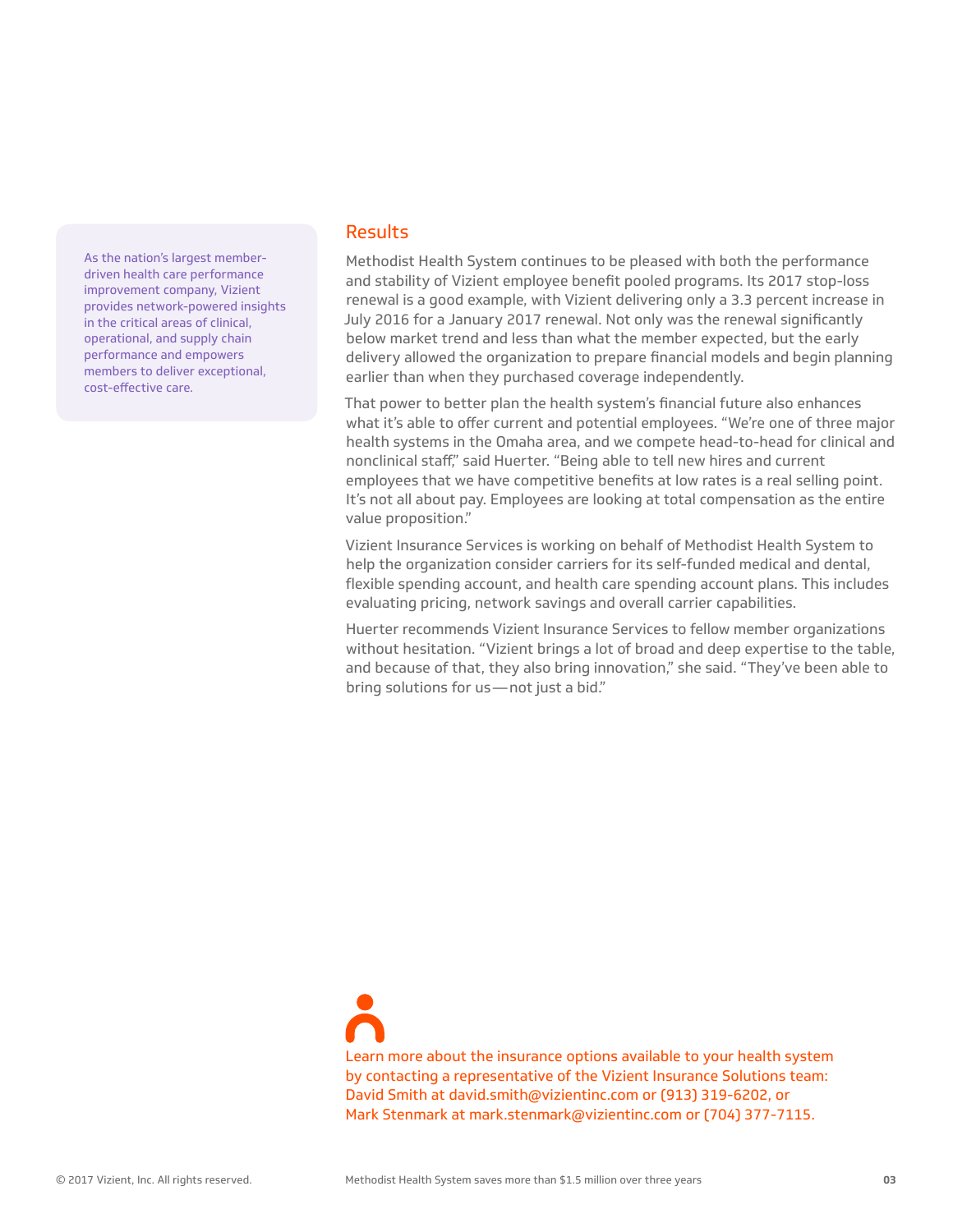As the nation's largest member-driven health care performance improvement company, Vizient provides network-powered insights in the critical areas of clinical, operational, and supply chain performance and empowers members to deliver exceptional, cost-effective care.

## Results

Methodist Health System continues to be pleased with both the performance and stability of Vizient employee benefit pooled programs. Its 2017 stop-loss renewal is a good example, with Vizient delivering only a 3.3 percent increase in July 2016 for a January 2017 renewal. Not only was the renewal significantly below market trend and less than what the member expected, but the early delivery allowed the organization to prepare financial models and begin planning earlier than when they purchased coverage independently.

That power to better plan the health system's financial future also enhances what it's able to offer current and potential employees. "We're one of three major health systems in the Omaha area, and we compete head-to-head for clinical and nonclinical staff," said Huerter. "Being able to tell new hires and current employees that we have competitive benefits at low rates is a real selling point. It's not all about pay. Employees are looking at total compensation as the entire value proposition."

Vizient Insurance Services is working on behalf of Methodist Health System to help the organization consider carriers for its self-funded medical and dental, flexible spending account, and health care spending account plans. This includes evaluating pricing, network savings and overall carrier capabilities.

Huerter recommends Vizient Insurance Services to fellow member organizations without hesitation. "Vizient brings a lot of broad and deep expertise to the table, and because of that, they also bring innovation," she said. "They've been able to bring solutions for us—not just a bid."

Learn more about the insurance options available to your health system by contacting a representative of the Vizient Insurance Solutions team: David Smith at david.smith@vizientinc.com or (913) 319-6202, or Mark Stenmark at mark.stenmark@vizientinc.com or (704) 377-7115.

© 2017 Vizient, Inc. All rights reserved.